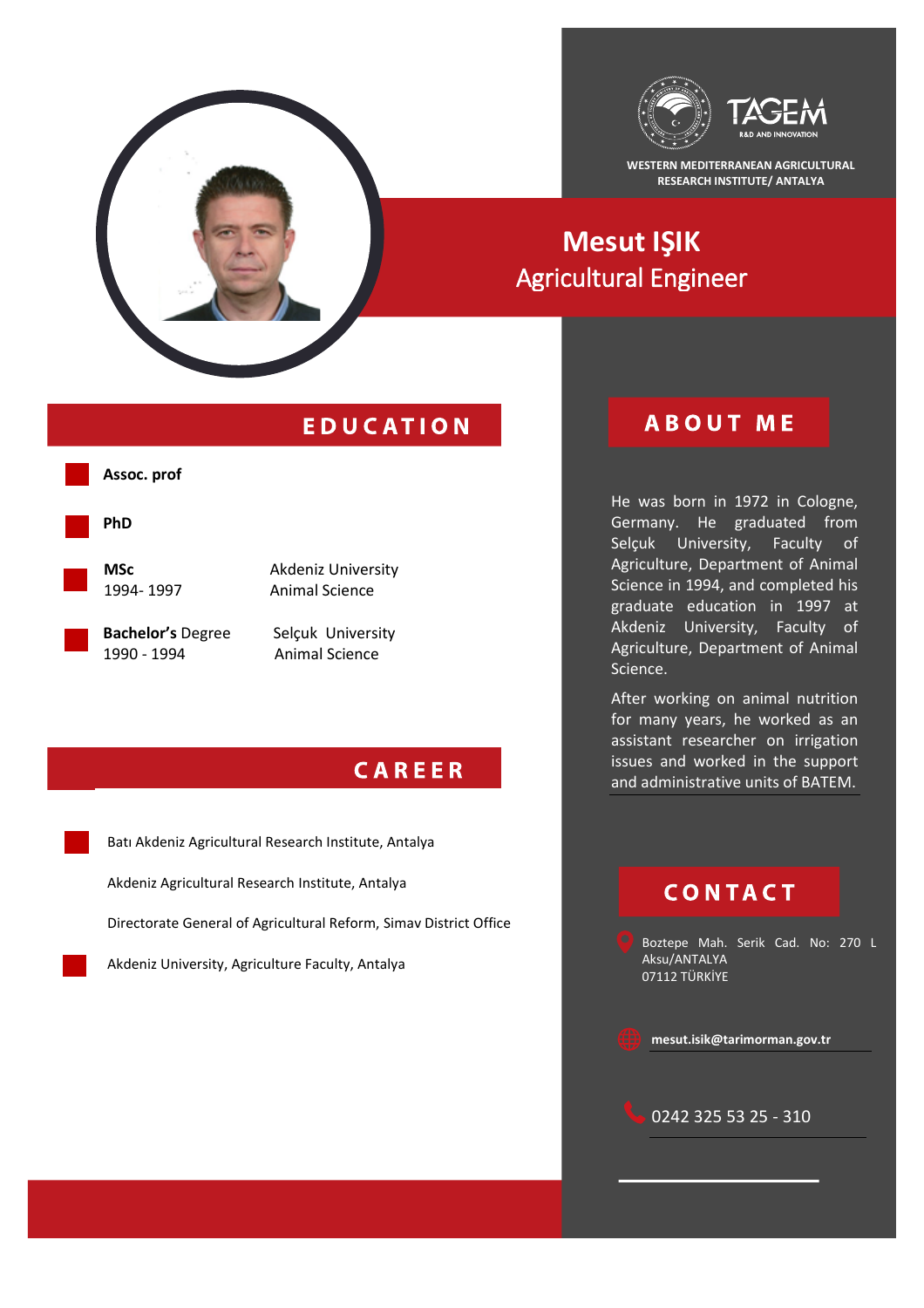WESTERN MEDITERRANEAN AGRICULTURAL RESEARCH INSTITUTE/ ANTALYA

# Mesut IŞIK

Agricultural Engineer

## EDUCATION

**Assoc. prof**

**PhD**

**MSc**
1994- 1997
Akdeniz University
Animal Science

**Bachelor's** Degree
1990 - 1994
Selçuk University
Animal Science

## CAREER

- Batı Akdeniz Agricultural Research Institute, Antalya
- Akdeniz Agricultural Research Institute, Antalya
- Directorate General of Agricultural Reform, Simav District Office
- Akdeniz University, Agriculture Faculty, Antalya

## ABOUT ME

He was born in 1972 in Cologne, Germany. He graduated from Selçuk University, Faculty of Agriculture, Department of Animal Science in 1994, and completed his graduate education in 1997 at Akdeniz University, Faculty of Agriculture, Department of Animal Science.

After working on animal nutrition for many years, he worked as an assistant researcher on irrigation issues and worked in the support and administrative units of BATEM.

## CONTACT

Boztepe Mah. Serik Cad. No: 270 L Aksu/ANTALYA
07112 TÜRKİYE

**mesut.isik@tarimorman.gov.tr**

0242 325 53 25 - 310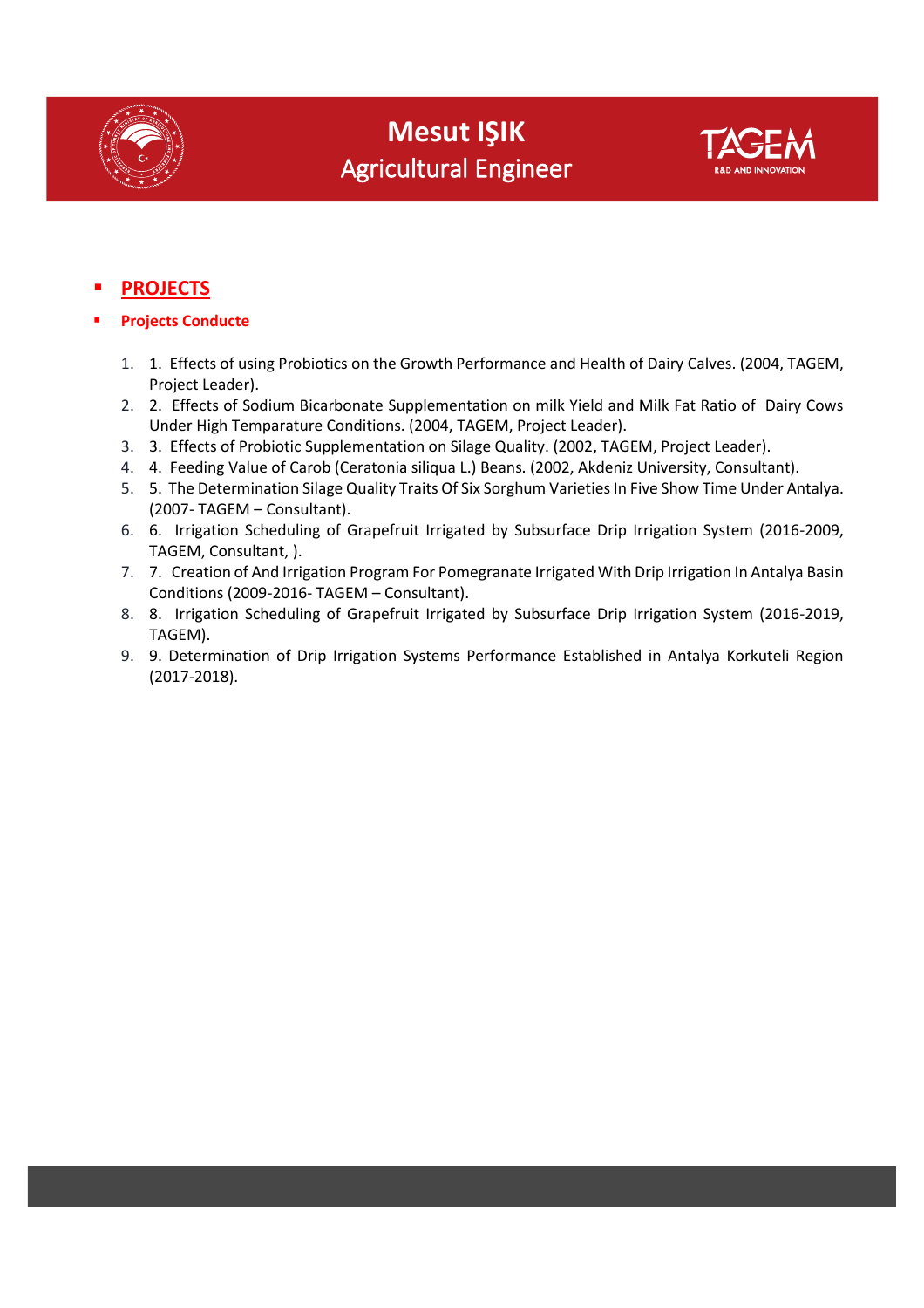- **PROJECTS**

- **Projects Conducte**

1. 1. Effects of using Probiotics on the Growth Performance and Health of Dairy Calves. (2004, TAGEM, Project Leader).
2. 2. Effects of Sodium Bicarbonate Supplementation on milk Yield and Milk Fat Ratio of Dairy Cows Under High Temparature Conditions. (2004, TAGEM, Project Leader).
3. 3. Effects of Probiotic Supplementation on Silage Quality. (2002, TAGEM, Project Leader).
4. 4. Feeding Value of Carob (Ceratonia siliqua L.) Beans. (2002, Akdeniz University, Consultant).
5. 5. The Determination Silage Quality Traits Of Six Sorghum Varieties In Five Show Time Under Antalya. (2007- TAGEM – Consultant).
6. 6. Irrigation Scheduling of Grapefruit Irrigated by Subsurface Drip Irrigation System (2016-2009, TAGEM, Consultant, ).
7. 7. Creation of And Irrigation Program For Pomegranate Irrigated With Drip Irrigation In Antalya Basin Conditions (2009-2016- TAGEM – Consultant).
8. 8. Irrigation Scheduling of Grapefruit Irrigated by Subsurface Drip Irrigation System (2016-2019, TAGEM).
9. 9. Determination of Drip Irrigation Systems Performance Established in Antalya Korkuteli Region (2017-2018).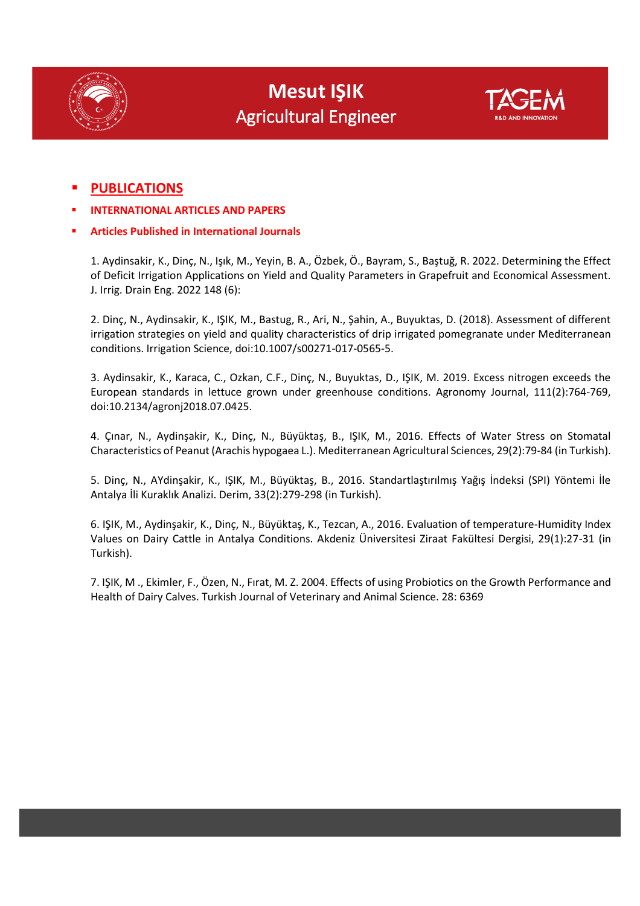# Mesut IŞIK
## Agricultural Engineer

- **PUBLICATIONS**
- **INTERNATIONAL ARTICLES AND PAPERS**
- **Articles Published in International Journals**

1. Aydinsakir, K., Dinç, N., Işık, M., Yeyin, B. A., Özbek, Ö., Bayram, S., Baştuğ, R. 2022. Determining the Effect of Deficit Irrigation Applications on Yield and Quality Parameters in Grapefruit and Economical Assessment. J. Irrig. Drain Eng. 2022 148 (6):

2. Dinç, N., Aydinsakir, K., IŞIK, M., Bastug, R., Ari, N., Şahin, A., Buyuktas, D. (2018). Assessment of different irrigation strategies on yield and quality characteristics of drip irrigated pomegranate under Mediterranean conditions. Irrigation Science, doi:10.1007/s00271-017-0565-5.

3. Aydinsakir, K., Karaca, C., Ozkan, C.F., Dinç, N., Buyuktas, D., IŞIK, M. 2019. Excess nitrogen exceeds the European standards in lettuce grown under greenhouse conditions. Agronomy Journal, 111(2):764-769, doi:10.2134/agronj2018.07.0425.

4. Çınar, N., Aydinşakir, K., Dinç, N., Büyüktaş, B., IŞIK, M., 2016. Effects of Water Stress on Stomatal Characteristics of Peanut (Arachis hypogaea L.). Mediterranean Agricultural Sciences, 29(2):79-84 (in Turkish).

5. Dinç, N., AYdinşakir, K., IŞIK, M., Büyüktaş, B., 2016. Standartlaştırılmış Yağış İndeksi (SPI) Yöntemi İle Antalya İli Kuraklık Analizi. Derim, 33(2):279-298 (in Turkish).

6. IŞIK, M., Aydinşakir, K., Dinç, N., Büyüktaş, K., Tezcan, A., 2016. Evaluation of temperature-Humidity Index Values on Dairy Cattle in Antalya Conditions. Akdeniz Üniversitesi Ziraat Fakültesi Dergisi, 29(1):27-31 (in Turkish).

7. IŞIK, M ., Ekimler, F., Özen, N., Fırat, M. Z. 2004. Effects of using Probiotics on the Growth Performance and Health of Dairy Calves. Turkish Journal of Veterinary and Animal Science. 28: 6369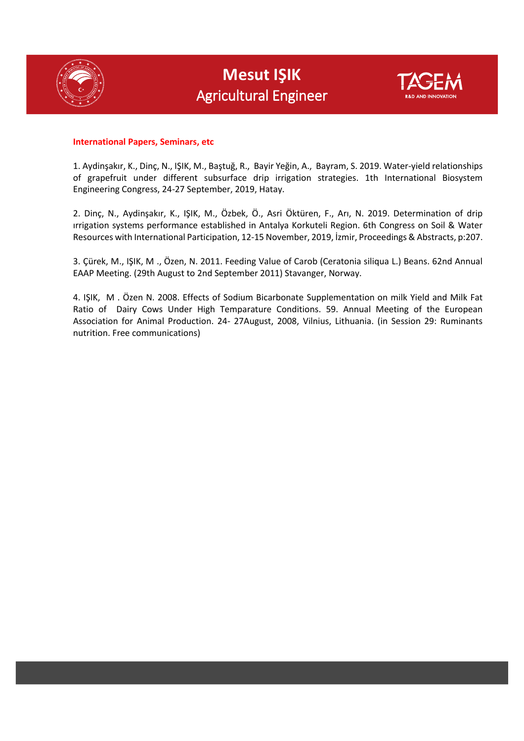**International Papers, Seminars, etc**

1. Aydinşakır, K., Dinç, N., IŞIK, M., Baştuğ, R., Bayir Yeğin, A., Bayram, S. 2019. Water-yield relationships of grapefruit under different subsurface drip irrigation strategies. 1th International Biosystem Engineering Congress, 24-27 September, 2019, Hatay.

2. Dinç, N., Aydinşakır, K., IŞIK, M., Özbek, Ö., Asri Öktüren, F., Arı, N. 2019. Determination of drip ırrigation systems performance established in Antalya Korkuteli Region. 6th Congress on Soil & Water Resources with International Participation, 12-15 November, 2019, İzmir, Proceedings & Abstracts, p:207.

3. Çürek, M., IŞIK, M ., Özen, N. 2011. Feeding Value of Carob (Ceratonia siliqua L.) Beans. 62nd Annual EAAP Meeting. (29th August to 2nd September 2011) Stavanger, Norway.

4. IŞIK, M . Özen N. 2008. Effects of Sodium Bicarbonate Supplementation on milk Yield and Milk Fat Ratio of Dairy Cows Under High Temparature Conditions. 59. Annual Meeting of the European Association for Animal Production. 24- 27August, 2008, Vilnius, Lithuania. (in Session 29: Ruminants nutrition. Free communications)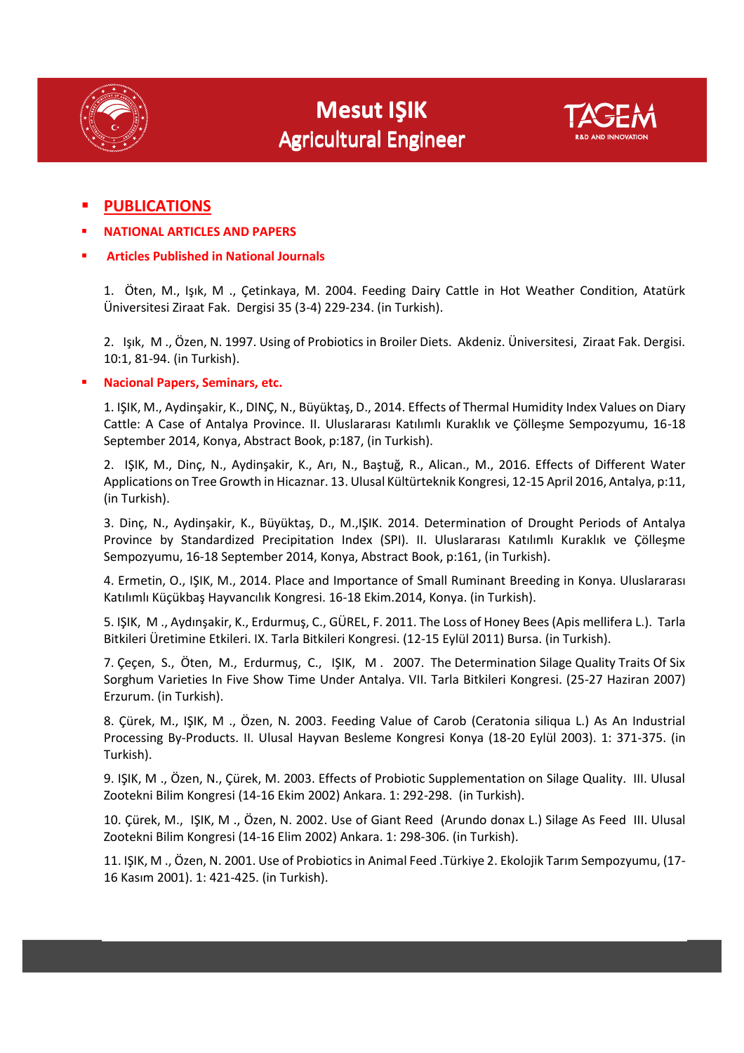- **PUBLICATIONS**
- **NATIONAL ARTICLES AND PAPERS**
- **Articles Published in National Journals**

1. Öten, M., Işık, M ., Çetinkaya, M. 2004. Feeding Dairy Cattle in Hot Weather Condition, Atatürk Üniversitesi Ziraat Fak. Dergisi 35 (3-4) 229-234. (in Turkish).

2. Işık, M ., Özen, N. 1997. Using of Probiotics in Broiler Diets. Akdeniz. Üniversitesi, Ziraat Fak. Dergisi. 10:1, 81-94. (in Turkish).

- **Nacional Papers, Seminars, etc.**

1. IŞIK, M., Aydinşakir, K., DINÇ, N., Büyüktaş, D., 2014. Effects of Thermal Humidity Index Values on Diary Cattle: A Case of Antalya Province. II. Uluslararası Katılımlı Kuraklık ve Çölleşme Sempozyumu, 16-18 September 2014, Konya, Abstract Book, p:187, (in Turkish).

2. IŞIK, M., Dinç, N., Aydinşakir, K., Arı, N., Baştuğ, R., Alican., M., 2016. Effects of Different Water Applications on Tree Growth in Hicaznar. 13. Ulusal Kültürteknik Kongresi, 12-15 April 2016, Antalya, p:11, (in Turkish).

3. Dinç, N., Aydinşakir, K., Büyüktaş, D., M.,IŞIK. 2014. Determination of Drought Periods of Antalya Province by Standardized Precipitation Index (SPI). II. Uluslararası Katılımlı Kuraklık ve Çölleşme Sempozyumu, 16-18 September 2014, Konya, Abstract Book, p:161, (in Turkish).

4. Ermetin, O., IŞIK, M., 2014. Place and Importance of Small Ruminant Breeding in Konya. Uluslararası Katılımlı Küçükbaş Hayvancılık Kongresi. 16-18 Ekim.2014, Konya. (in Turkish).

5. IŞIK, M ., Aydınşakir, K., Erdurmuş, C., GÜREL, F. 2011. The Loss of Honey Bees (Apis mellifera L.). Tarla Bitkileri Üretimine Etkileri. IX. Tarla Bitkileri Kongresi. (12-15 Eylül 2011) Bursa. (in Turkish).

7. Çeçen, S., Öten, M., Erdurmuş, C., IŞIK, M . 2007. The Determination Silage Quality Traits Of Six Sorghum Varieties In Five Show Time Under Antalya. VII. Tarla Bitkileri Kongresi. (25-27 Haziran 2007) Erzurum. (in Turkish).

8. Çürek, M., IŞIK, M ., Özen, N. 2003. Feeding Value of Carob (Ceratonia siliqua L.) As An Industrial Processing By-Products. II. Ulusal Hayvan Besleme Kongresi Konya (18-20 Eylül 2003). 1: 371-375. (in Turkish).

9. IŞIK, M ., Özen, N., Çürek, M. 2003. Effects of Probiotic Supplementation on Silage Quality. III. Ulusal Zootekni Bilim Kongresi (14-16 Ekim 2002) Ankara. 1: 292-298. (in Turkish).

10. Çürek, M., IŞIK, M ., Özen, N. 2002. Use of Giant Reed (Arundo donax L.) Silage As Feed III. Ulusal Zootekni Bilim Kongresi (14-16 Elim 2002) Ankara. 1: 298-306. (in Turkish).

11. IŞIK, M ., Özen, N. 2001. Use of Probiotics in Animal Feed .Türkiye 2. Ekolojik Tarım Sempozyumu, (17-16 Kasım 2001). 1: 421-425. (in Turkish).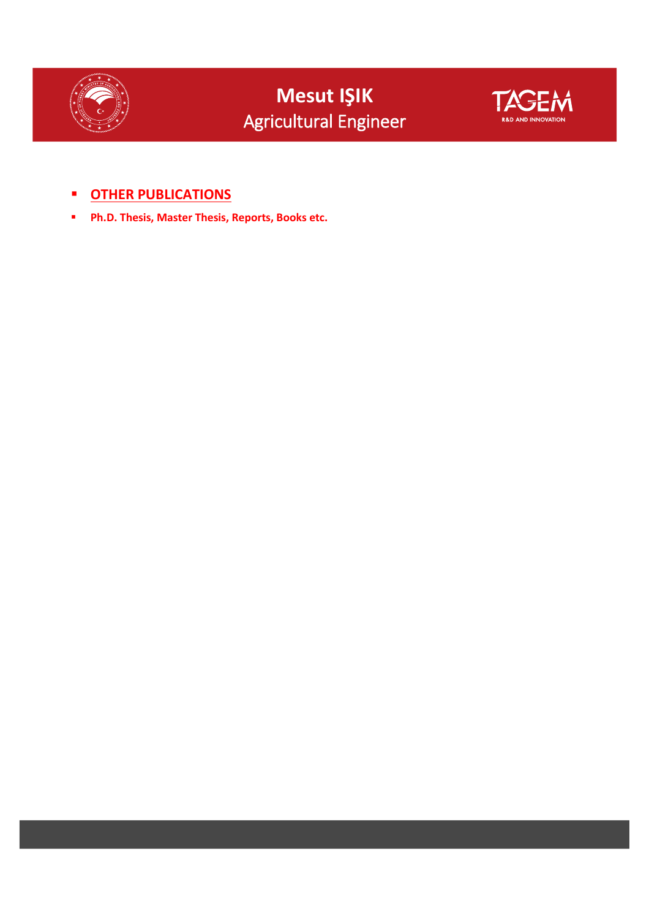- **OTHER PUBLICATIONS**
- **Ph.D. Thesis, Master Thesis, Reports, Books etc.**